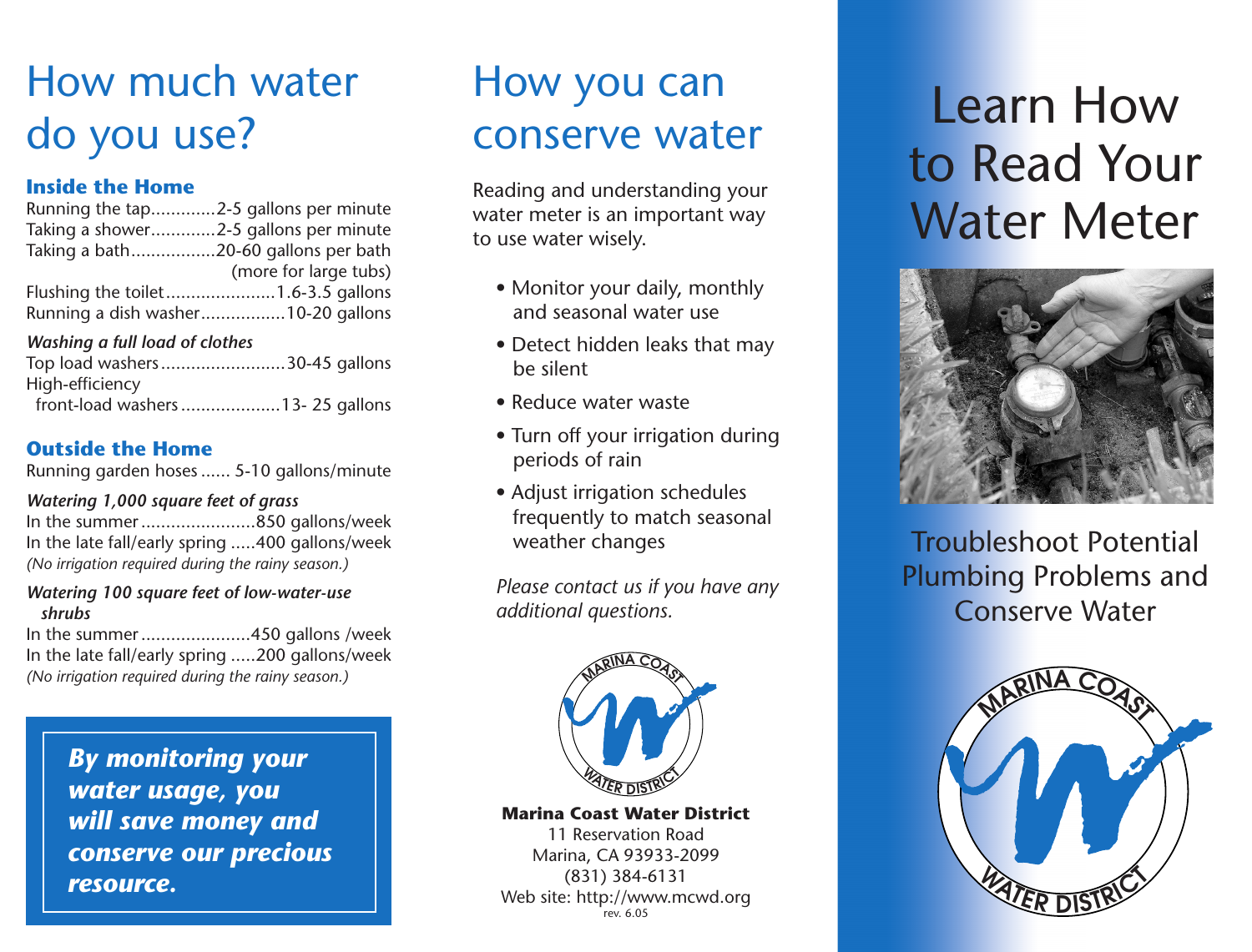# How much water do you use?

### Inside the Home

Running the tap.............2-5 gallons per minute
Taking a shower.............2-5 gallons per minute
Taking a bath.................20-60 gallons per bath (more for large tubs)
Flushing the toilet......................1.6-3.5 gallons
Running a dish washer.................10-20 gallons

*Washing a full load of clothes*

Top load washers.........................30-45 gallons
High-efficiency front-load washers....................13- 25 gallons

### Outside the Home

Running garden hoses ...... 5-10 gallons/minute

*Watering 1,000 square feet of grass*

In the summer.......................850 gallons/week
In the late fall/early spring .....400 gallons/week
*(No irrigation required during the rainy season.)*

*Watering 100 square feet of low-water-use shrubs*

In the summer......................450 gallons /week
In the late fall/early spring .....200 gallons/week
*(No irrigation required during the rainy season.)*

***By monitoring your water usage, you will save money and conserve our precious resource.***

# How you can conserve water

Reading and understanding your water meter is an important way to use water wisely.

- Monitor your daily, monthly and seasonal water use
- Detect hidden leaks that may be silent
- Reduce water waste
- Turn off your irrigation during periods of rain
- Adjust irrigation schedules frequently to match seasonal weather changes

*Please contact us if you have any additional questions.*

MARINA COAST WATER DISTRICT

**Marina Coast Water District**
11 Reservation Road
Marina, CA 93933-2099
(831) 384-6131
Web site: http://www.mcwd.org
rev. 6.05

# Learn How to Read Your Water Meter

## Troubleshoot Potential Plumbing Problems and Conserve Water

MARINA COAST WATER DISTRICT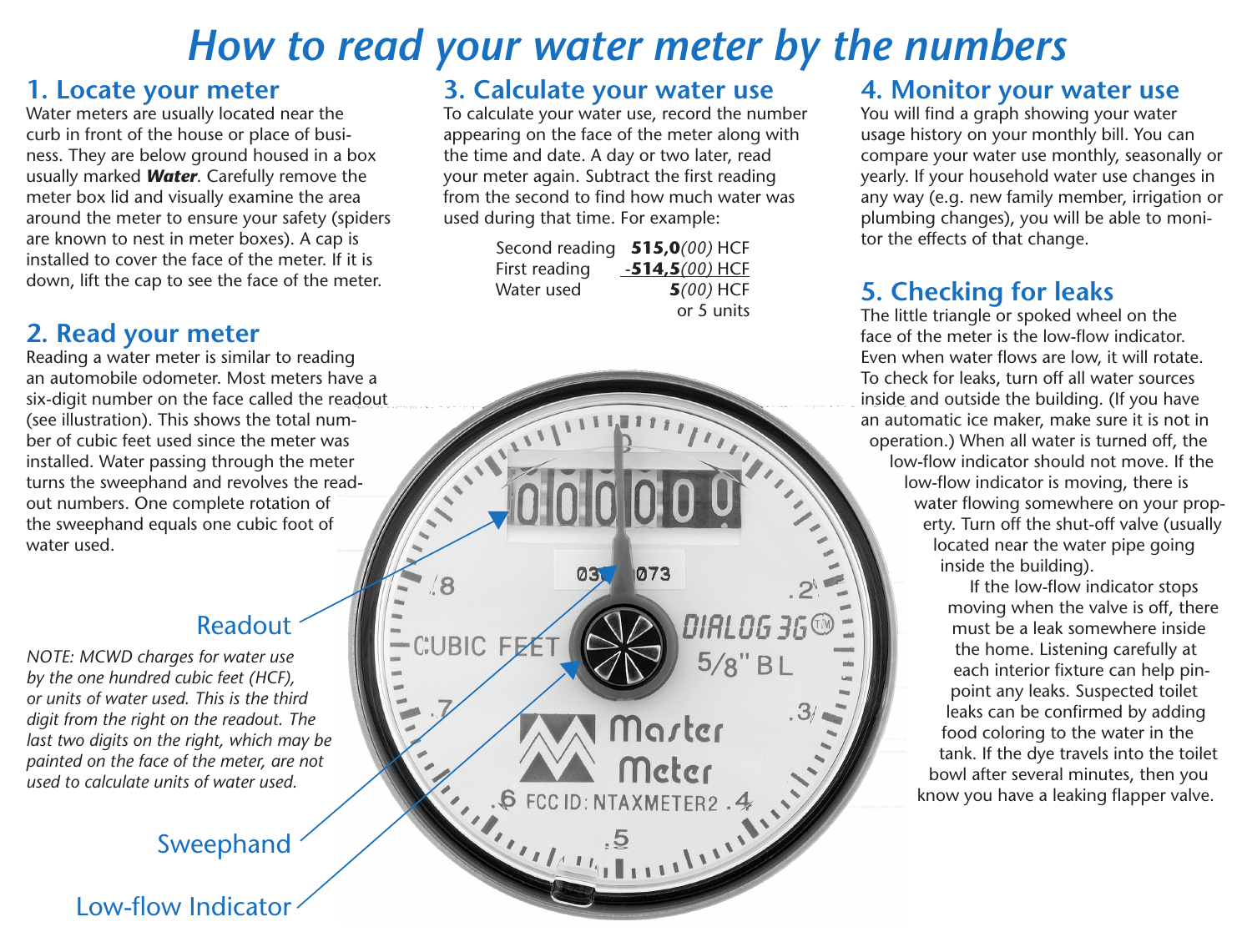# How to read your water meter by the numbers

## 1. Locate your meter

Water meters are usually located near the curb in front of the house or place of business. They are below ground housed in a box usually marked ***Water***. Carefully remove the meter box lid and visually examine the area around the meter to ensure your safety (spiders are known to nest in meter boxes). A cap is installed to cover the face of the meter. If it is down, lift the cap to see the face of the meter.

## 2. Read your meter

Reading a water meter is similar to reading an automobile odometer. Most meters have a six-digit number on the face called the readout (see illustration). This shows the total number of cubic feet used since the meter was installed. Water passing through the meter turns the sweephand and revolves the readout numbers. One complete rotation of the sweephand equals one cubic foot of water used.

Readout

*NOTE: MCWD charges for water use by the one hundred cubic feet (HCF), or units of water used. This is the third digit from the right on the readout. The last two digits on the right, which may be painted on the face of the meter, are not used to calculate units of water used.*

Sweephand

Low-flow Indicator

## 3. Calculate your water use

To calculate your water use, record the number appearing on the face of the meter along with the time and date. A day or two later, read your meter again. Subtract the first reading from the second to find how much water was used during that time. For example:

| | |
|---|---|
| Second reading | **515,0***(00)* HCF |
| First reading | -**514,5***(00)* HCF |
| Water used | **5***(00)* HCF |
| | or 5 units |

## 4. Monitor your water use

You will find a graph showing your water usage history on your monthly bill. You can compare your water use monthly, seasonally or yearly. If your household water use changes in any way (e.g. new family member, irrigation or plumbing changes), you will be able to monitor the effects of that change.

## 5. Checking for leaks

The little triangle or spoked wheel on the face of the meter is the low-flow indicator. Even when water flows are low, it will rotate. To check for leaks, turn off all water sources inside and outside the building. (If you have an automatic ice maker, make sure it is not in operation.) When all water is turned off, the low-flow indicator should not move. If the low-flow indicator is moving, there is water flowing somewhere on your property. Turn off the shut-off valve (usually located near the water pipe going inside the building).

If the low-flow indicator stops moving when the valve is off, there must be a leak somewhere inside the home. Listening carefully at each interior fixture can help pinpoint any leaks. Suspected toilet leaks can be confirmed by adding food coloring to the water in the tank. If the dye travels into the toilet bowl after several minutes, then you know you have a leaking flapper valve.